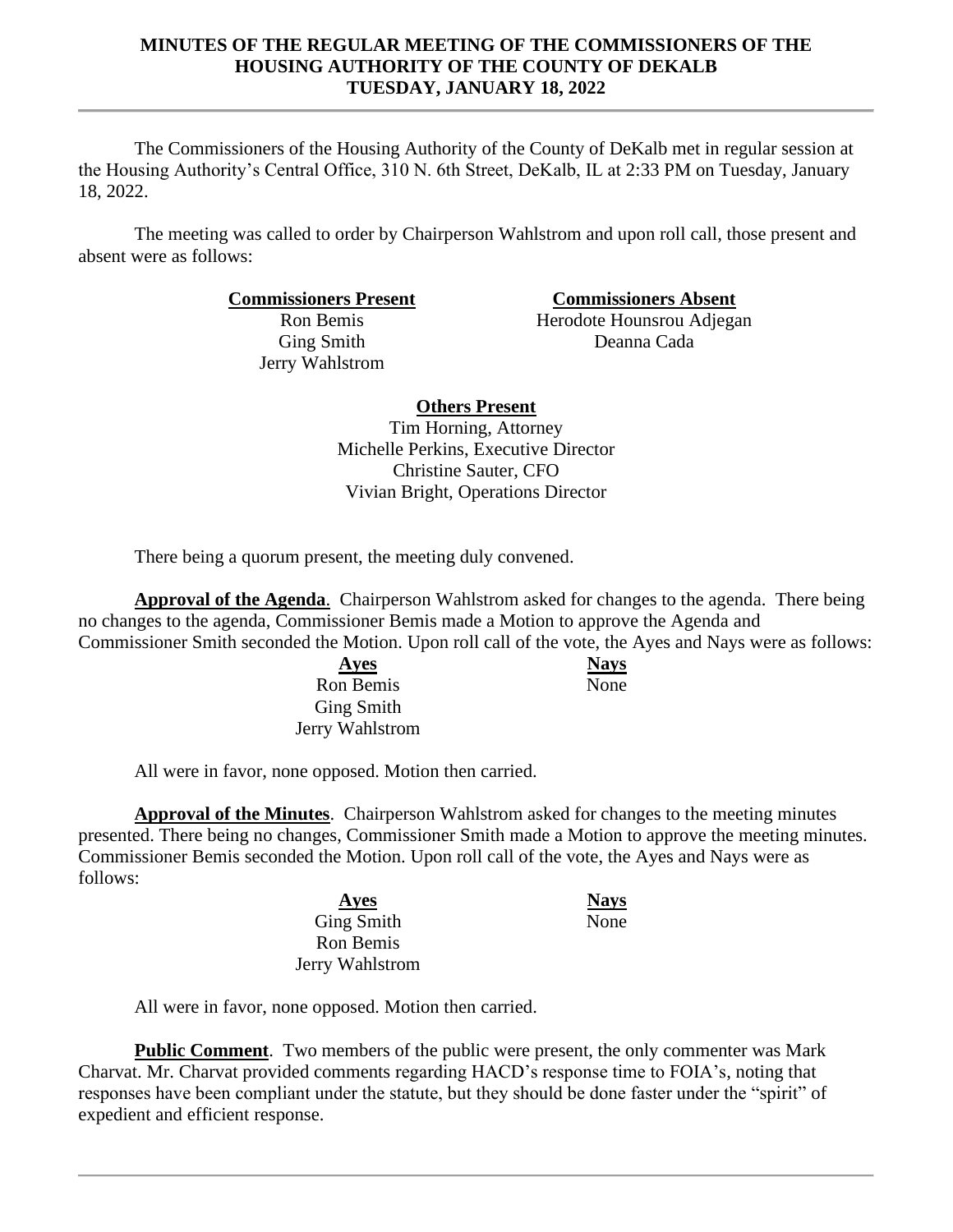# MINUTES OF THE REGULAR MEETING OF THE COMMISSIONERS OF THE HOUSING AUTHORITY OF THE COUNTY OF DEKALB TUESDAY, JANUARY 18, 2022

The Commissioners of the Housing Authority of the County of DeKalb met in regular session at the Housing Authority's Central Office, 310 N. 6th Street, DeKalb, IL at 2:33 PM on Tuesday, January 18, 2022.

The meeting was called to order by Chairperson Wahlstrom and upon roll call, those present and absent were as follows:

| **Commissioners Present** | **Commissioners Absent** |
|---|---|
| Ron Bemis | Herodote Hounsrou Adjegan |
| Ging Smith | Deanna Cada |
| Jerry Wahlstrom | |

**Others Present**

Tim Horning, Attorney
Michelle Perkins, Executive Director
Christine Sauter, CFO
Vivian Bright, Operations Director

There being a quorum present, the meeting duly convened.

**Approval of the Agenda**. Chairperson Wahlstrom asked for changes to the agenda. There being no changes to the agenda, Commissioner Bemis made a Motion to approve the Agenda and Commissioner Smith seconded the Motion. Upon roll call of the vote, the Ayes and Nays were as follows:

| **Ayes** | **Nays** |
|---|---|
| Ron Bemis | None |
| Ging Smith | |
| Jerry Wahlstrom | |

All were in favor, none opposed. Motion then carried.

**Approval of the Minutes**. Chairperson Wahlstrom asked for changes to the meeting minutes presented. There being no changes, Commissioner Smith made a Motion to approve the meeting minutes. Commissioner Bemis seconded the Motion. Upon roll call of the vote, the Ayes and Nays were as follows:

| **Ayes** | **Nays** |
|---|---|
| Ging Smith | None |
| Ron Bemis | |
| Jerry Wahlstrom | |

All were in favor, none opposed. Motion then carried.

**Public Comment**. Two members of the public were present, the only commenter was Mark Charvat. Mr. Charvat provided comments regarding HACD's response time to FOIA's, noting that responses have been compliant under the statute, but they should be done faster under the "spirit" of expedient and efficient response.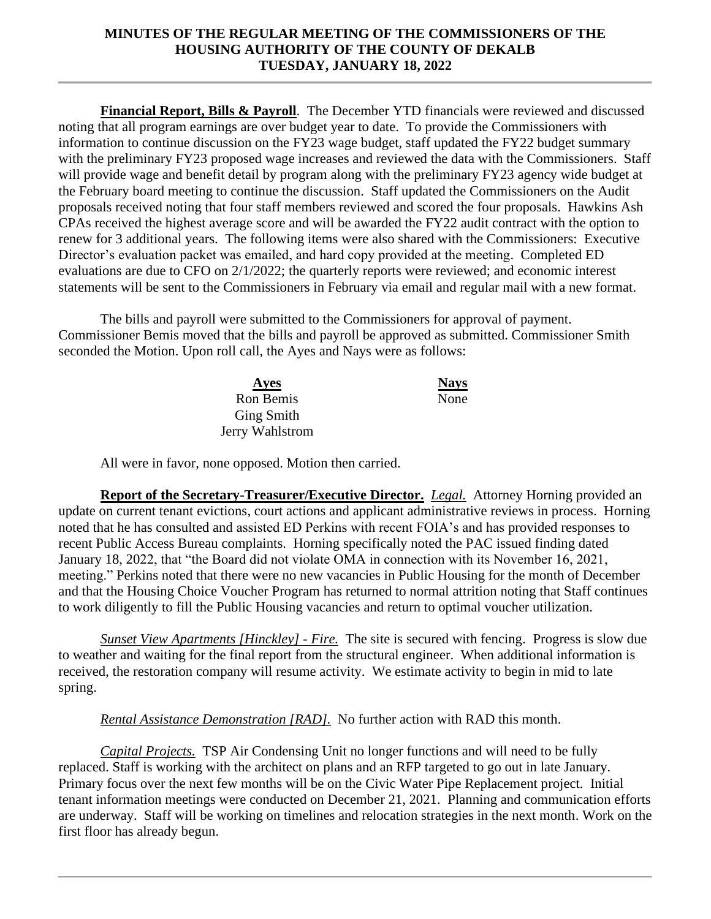**MINUTES OF THE REGULAR MEETING OF THE COMMISSIONERS OF THE HOUSING AUTHORITY OF THE COUNTY OF DEKALB**
**TUESDAY, JANUARY 18, 2022**

**Financial Report, Bills & Payroll**. The December YTD financials were reviewed and discussed noting that all program earnings are over budget year to date. To provide the Commissioners with information to continue discussion on the FY23 wage budget, staff updated the FY22 budget summary with the preliminary FY23 proposed wage increases and reviewed the data with the Commissioners. Staff will provide wage and benefit detail by program along with the preliminary FY23 agency wide budget at the February board meeting to continue the discussion. Staff updated the Commissioners on the Audit proposals received noting that four staff members reviewed and scored the four proposals. Hawkins Ash CPAs received the highest average score and will be awarded the FY22 audit contract with the option to renew for 3 additional years. The following items were also shared with the Commissioners: Executive Director's evaluation packet was emailed, and hard copy provided at the meeting. Completed ED evaluations are due to CFO on 2/1/2022; the quarterly reports were reviewed; and economic interest statements will be sent to the Commissioners in February via email and regular mail with a new format.

The bills and payroll were submitted to the Commissioners for approval of payment. Commissioner Bemis moved that the bills and payroll be approved as submitted. Commissioner Smith seconded the Motion. Upon roll call, the Ayes and Nays were as follows:

| Ayes | Nays |
|---|---|
| Ron Bemis | None |
| Ging Smith | |
| Jerry Wahlstrom | |

All were in favor, none opposed. Motion then carried.

**Report of the Secretary-Treasurer/Executive Director.** *Legal.* Attorney Horning provided an update on current tenant evictions, court actions and applicant administrative reviews in process. Horning noted that he has consulted and assisted ED Perkins with recent FOIA's and has provided responses to recent Public Access Bureau complaints. Horning specifically noted the PAC issued finding dated January 18, 2022, that "the Board did not violate OMA in connection with its November 16, 2021, meeting." Perkins noted that there were no new vacancies in Public Housing for the month of December and that the Housing Choice Voucher Program has returned to normal attrition noting that Staff continues to work diligently to fill the Public Housing vacancies and return to optimal voucher utilization.

*Sunset View Apartments [Hinckley] - Fire.* The site is secured with fencing. Progress is slow due to weather and waiting for the final report from the structural engineer. When additional information is received, the restoration company will resume activity. We estimate activity to begin in mid to late spring.

*Rental Assistance Demonstration [RAD].* No further action with RAD this month.

*Capital Projects.* TSP Air Condensing Unit no longer functions and will need to be fully replaced. Staff is working with the architect on plans and an RFP targeted to go out in late January. Primary focus over the next few months will be on the Civic Water Pipe Replacement project. Initial tenant information meetings were conducted on December 21, 2021. Planning and communication efforts are underway. Staff will be working on timelines and relocation strategies in the next month. Work on the first floor has already begun.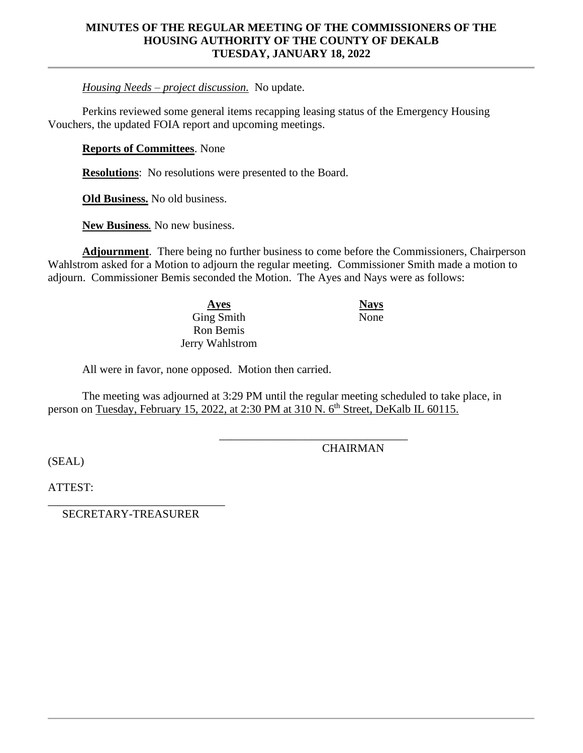*Housing Needs – project discussion.* No update.

Perkins reviewed some general items recapping leasing status of the Emergency Housing Vouchers, the updated FOIA report and upcoming meetings.

**Reports of Committees**. None

**Resolutions**: No resolutions were presented to the Board.

**Old Business.** No old business.

**New Business**. No new business.

**Adjournment**. There being no further business to come before the Commissioners, Chairperson Wahlstrom asked for a Motion to adjourn the regular meeting. Commissioner Smith made a motion to adjourn. Commissioner Bemis seconded the Motion. The Ayes and Nays were as follows:

| Ayes | Nays |
|---|---|
| Ging Smith | None |
| Ron Bemis | |
| Jerry Wahlstrom | |

All were in favor, none opposed. Motion then carried.

The meeting was adjourned at 3:29 PM until the regular meeting scheduled to take place, in person on Tuesday, February 15, 2022, at 2:30 PM at 310 N. 6th Street, DeKalb IL 60115.

\_\_\_\_\_\_\_\_\_\_\_\_\_\_\_\_\_\_\_\_\_\_\_\_\_\_\_\_\_\_\_\_

CHAIRMAN

(SEAL)

ATTEST:

\_\_\_\_\_\_\_\_\_\_\_\_\_\_\_\_\_\_\_\_\_\_\_\_\_\_\_\_\_\_\_\_

SECRETARY-TREASURER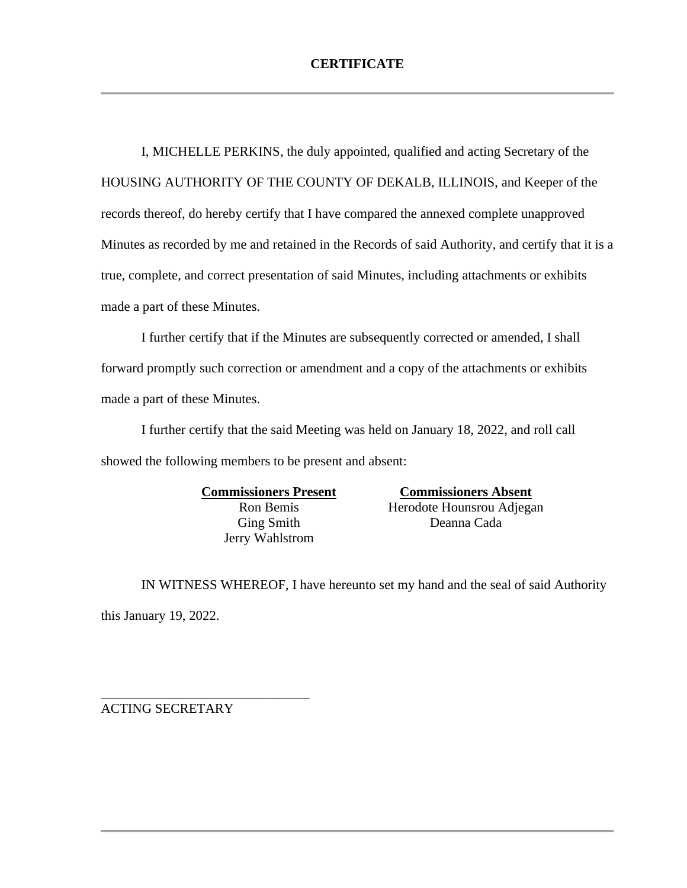# CERTIFICATE

I, MICHELLE PERKINS, the duly appointed, qualified and acting Secretary of the HOUSING AUTHORITY OF THE COUNTY OF DEKALB, ILLINOIS, and Keeper of the records thereof, do hereby certify that I have compared the annexed complete unapproved Minutes as recorded by me and retained in the Records of said Authority, and certify that it is a true, complete, and correct presentation of said Minutes, including attachments or exhibits made a part of these Minutes.

I further certify that if the Minutes are subsequently corrected or amended, I shall forward promptly such correction or amendment and a copy of the attachments or exhibits made a part of these Minutes.

I further certify that the said Meeting was held on January 18, 2022, and roll call showed the following members to be present and absent:

| Commissioners Present | Commissioners Absent |
| --- | --- |
| Ron Bemis | Herodote Hounsrou Adjegan |
| Ging Smith | Deanna Cada |
| Jerry Wahlstrom | |

IN WITNESS WHEREOF, I have hereunto set my hand and the seal of said Authority this January 19, 2022.

______________________________
ACTING SECRETARY